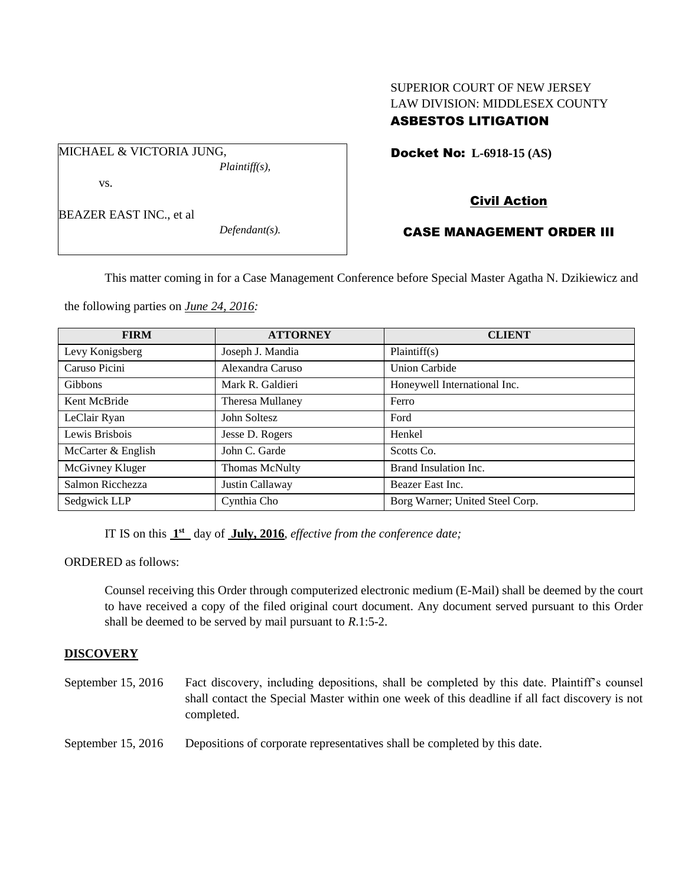SUPERIOR COURT OF NEW JERSEY
LAW DIVISION: MIDDLESEX COUNTY
**ASBESTOS LITIGATION**

MICHAEL & VICTORIA JUNG,
*Plaintiff(s),*

vs.

BEAZER EAST INC., et al
*Defendant(s).*

**Docket No: L-6918-15 (AS)**

**Civil Action**

**CASE MANAGEMENT ORDER III**

This matter coming in for a Case Management Conference before Special Master Agatha N. Dzikiewicz and the following parties on ***June 24, 2016:***

| FIRM | ATTORNEY | CLIENT |
|---|---|---|
| Levy Konigsberg | Joseph J. Mandia | Plaintiff(s) |
| Caruso Picini | Alexandra Caruso | Union Carbide |
| Gibbons | Mark R. Galdieri | Honeywell International Inc. |
| Kent McBride | Theresa Mullaney | Ferro |
| LeClair Ryan | John Soltesz | Ford |
| Lewis Brisbois | Jesse D. Rogers | Henkel |
| McCarter & English | John C. Garde | Scotts Co. |
| McGivney Kluger | Thomas McNulty | Brand Insulation Inc. |
| Salmon Ricchezza | Justin Callaway | Beazer East Inc. |
| Sedgwick LLP | Cynthia Cho | Borg Warner; United Steel Corp. |

IT IS on this **1st** day of **July, 2016**, *effective from the conference date;*

ORDERED as follows:

Counsel receiving this Order through computerized electronic medium (E-Mail) shall be deemed by the court to have received a copy of the filed original court document. Any document served pursuant to this Order shall be deemed to be served by mail pursuant to *R*.1:5-2.

**DISCOVERY**

September 15, 2016 Fact discovery, including depositions, shall be completed by this date. Plaintiff's counsel shall contact the Special Master within one week of this deadline if all fact discovery is not completed.

September 15, 2016 Depositions of corporate representatives shall be completed by this date.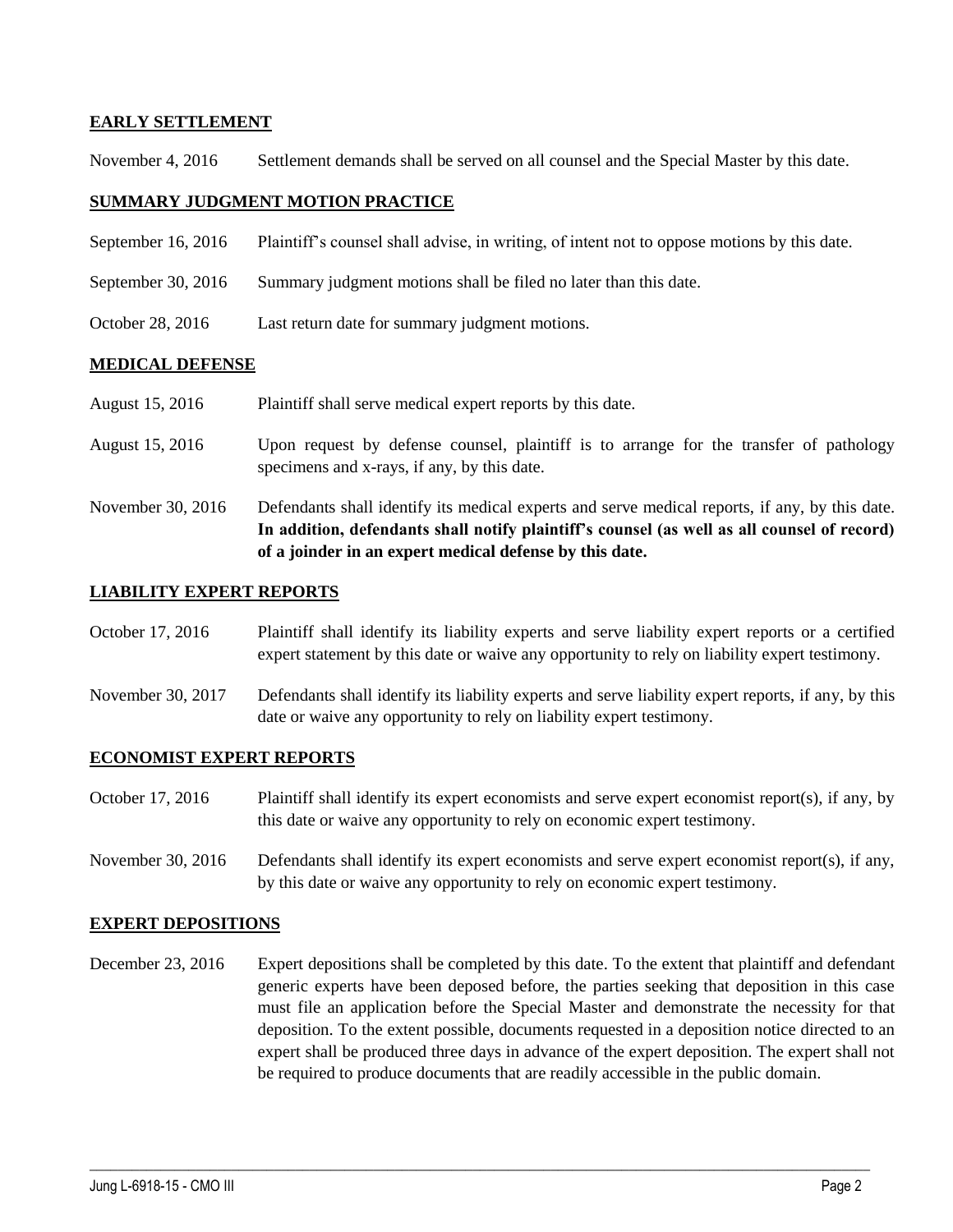**EARLY SETTLEMENT**

November 4, 2016 Settlement demands shall be served on all counsel and the Special Master by this date.

**SUMMARY JUDGMENT MOTION PRACTICE**

September 16, 2016 Plaintiff's counsel shall advise, in writing, of intent not to oppose motions by this date.

September 30, 2016 Summary judgment motions shall be filed no later than this date.

October 28, 2016 Last return date for summary judgment motions.

**MEDICAL DEFENSE**

August 15, 2016 Plaintiff shall serve medical expert reports by this date.

August 15, 2016 Upon request by defense counsel, plaintiff is to arrange for the transfer of pathology specimens and x-rays, if any, by this date.

November 30, 2016 Defendants shall identify its medical experts and serve medical reports, if any, by this date. **In addition, defendants shall notify plaintiff's counsel (as well as all counsel of record) of a joinder in an expert medical defense by this date.**

**LIABILITY EXPERT REPORTS**

October 17, 2016 Plaintiff shall identify its liability experts and serve liability expert reports or a certified expert statement by this date or waive any opportunity to rely on liability expert testimony.

November 30, 2017 Defendants shall identify its liability experts and serve liability expert reports, if any, by this date or waive any opportunity to rely on liability expert testimony.

**ECONOMIST EXPERT REPORTS**

October 17, 2016 Plaintiff shall identify its expert economists and serve expert economist report(s), if any, by this date or waive any opportunity to rely on economic expert testimony.

November 30, 2016 Defendants shall identify its expert economists and serve expert economist report(s), if any, by this date or waive any opportunity to rely on economic expert testimony.

**EXPERT DEPOSITIONS**

December 23, 2016 Expert depositions shall be completed by this date. To the extent that plaintiff and defendant generic experts have been deposed before, the parties seeking that deposition in this case must file an application before the Special Master and demonstrate the necessity for that deposition. To the extent possible, documents requested in a deposition notice directed to an expert shall be produced three days in advance of the expert deposition. The expert shall not be required to produce documents that are readily accessible in the public domain.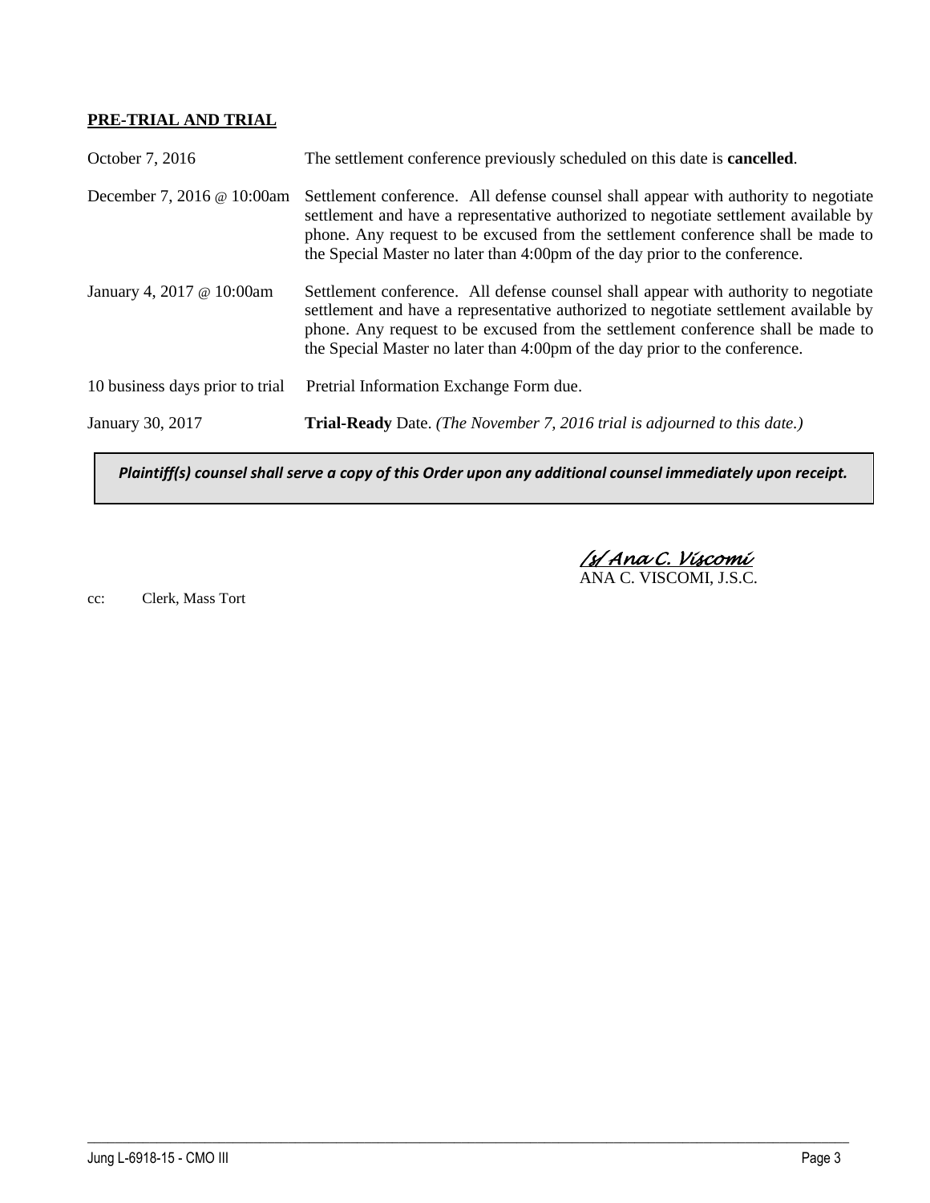## PRE-TRIAL AND TRIAL

| | |
|---|---|
| October 7, 2016 | The settlement conference previously scheduled on this date is **cancelled**. |
| December 7, 2016 @ 10:00am | Settlement conference. All defense counsel shall appear with authority to negotiate settlement and have a representative authorized to negotiate settlement available by phone. Any request to be excused from the settlement conference shall be made to the Special Master no later than 4:00pm of the day prior to the conference. |
| January 4, 2017 @ 10:00am | Settlement conference. All defense counsel shall appear with authority to negotiate settlement and have a representative authorized to negotiate settlement available by phone. Any request to be excused from the settlement conference shall be made to the Special Master no later than 4:00pm of the day prior to the conference. |
| 10 business days prior to trial | Pretrial Information Exchange Form due. |
| January 30, 2017 | **Trial-Ready** Date. *(The November 7, 2016 trial is adjourned to this date.)* |

***Plaintiff(s) counsel shall serve a copy of this Order upon any additional counsel immediately upon receipt.***

*/s/ Ana C. Viscomi*
ANA C. VISCOMI, J.S.C.

cc: Clerk, Mass Tort